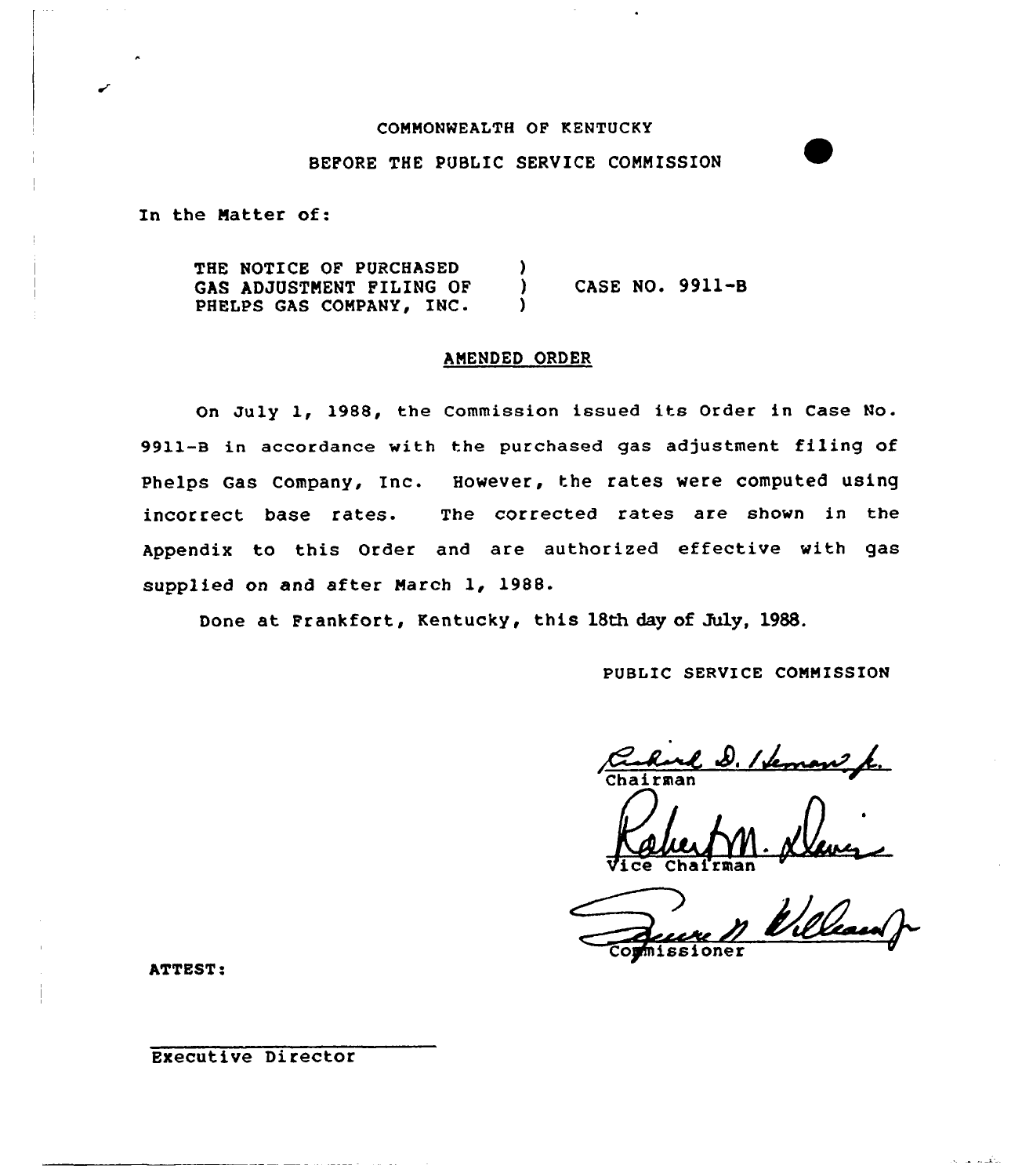COMMONWEALTH OF KENTUCKY

BEFORE THE PUBLIC SERVICE COMMISSION

In the Matter of:

THE NOTICE OF PURCHASED GAS ADJUSTMENT FILING OF PHELPS GAS COMPANY, INC. ) CASE NO. 9911-B

## AMENDED ORDER

On July 1, 1988, the Commission issued its Order in Case No. 9911-B in accordance with the purchased gas adjustment filing of Phelps Gas Company, Inc. However, the rates were computed using incorrect base rates. The corrected rates are shown in the Appendix to this Order and are authorized effective with gas supplied on and after March 1, 1988.

Done at Frankfort, Kentucky, this 18th day of July, 1988.

PUBLIC SERVICE COMMISSION

Chairman

Vice Chairman

Commissioner

ATTEST:

Executive Director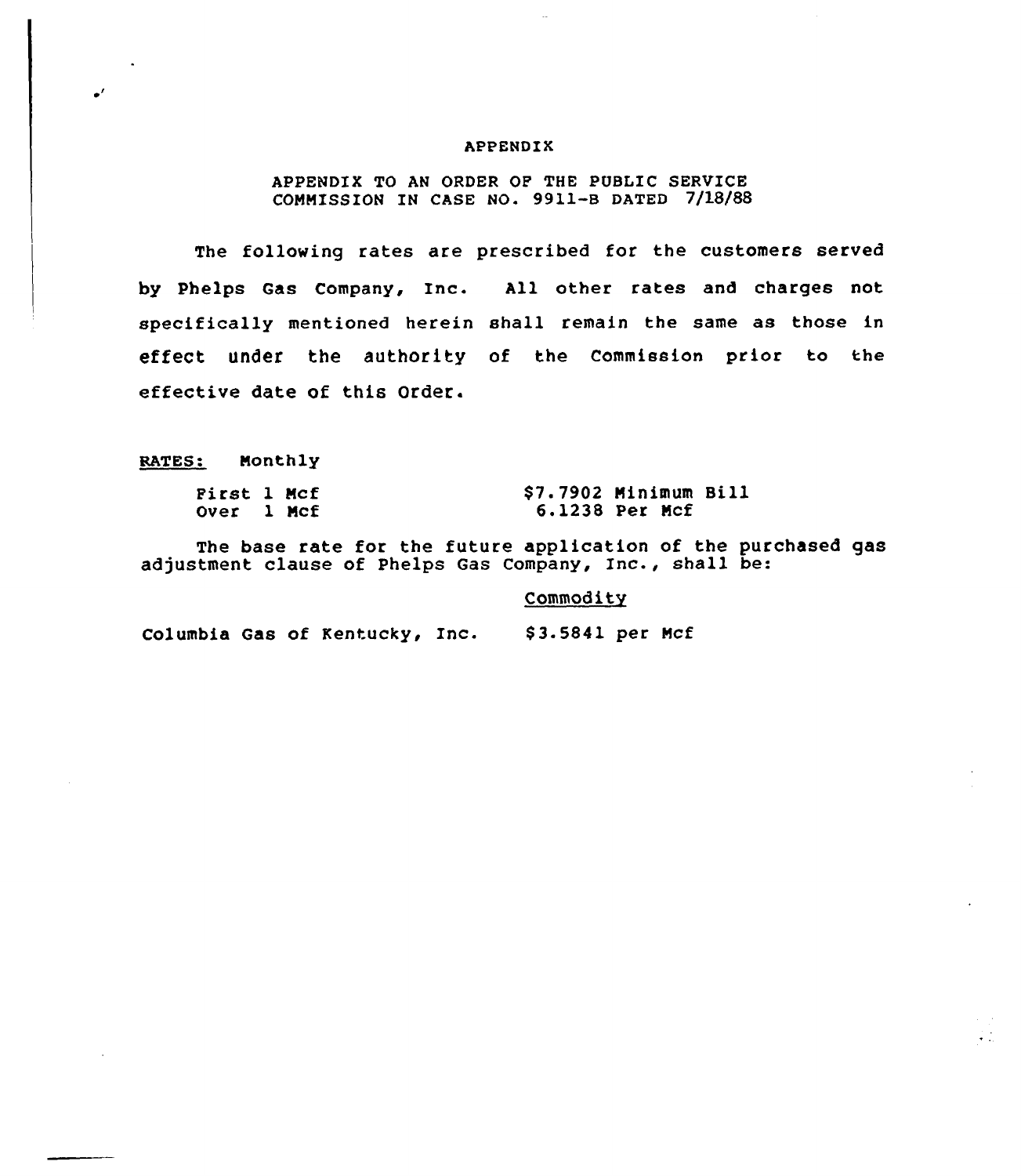# APPENDIX

APPENDIX TO AN ORDER OF THE PUBLIC SERVICE COMMISSION IN CASE NO. 9911-B DATED 7/18/88

The following rates are prescribed for the customers served by Phelps Gas Company, Inc. All other rates and charges not specifically mentioned herein shall remain the same as those in effect under the authority of the Commission prior to the effective date of this Order.

RATES: Monthly

| | |
|---|---|
| First 1 Mcf | $7.7902 Minimum Bill |
| Over 1 Mcf | 6.1238 Per Mcf |

The base rate for the future application of the purchased gas adjustment clause of Phelps Gas Company, Inc., shall be:

| | Commodity |
|---|---|
| Columbia Gas of Kentucky, Inc. | $3.5841 per Mcf |